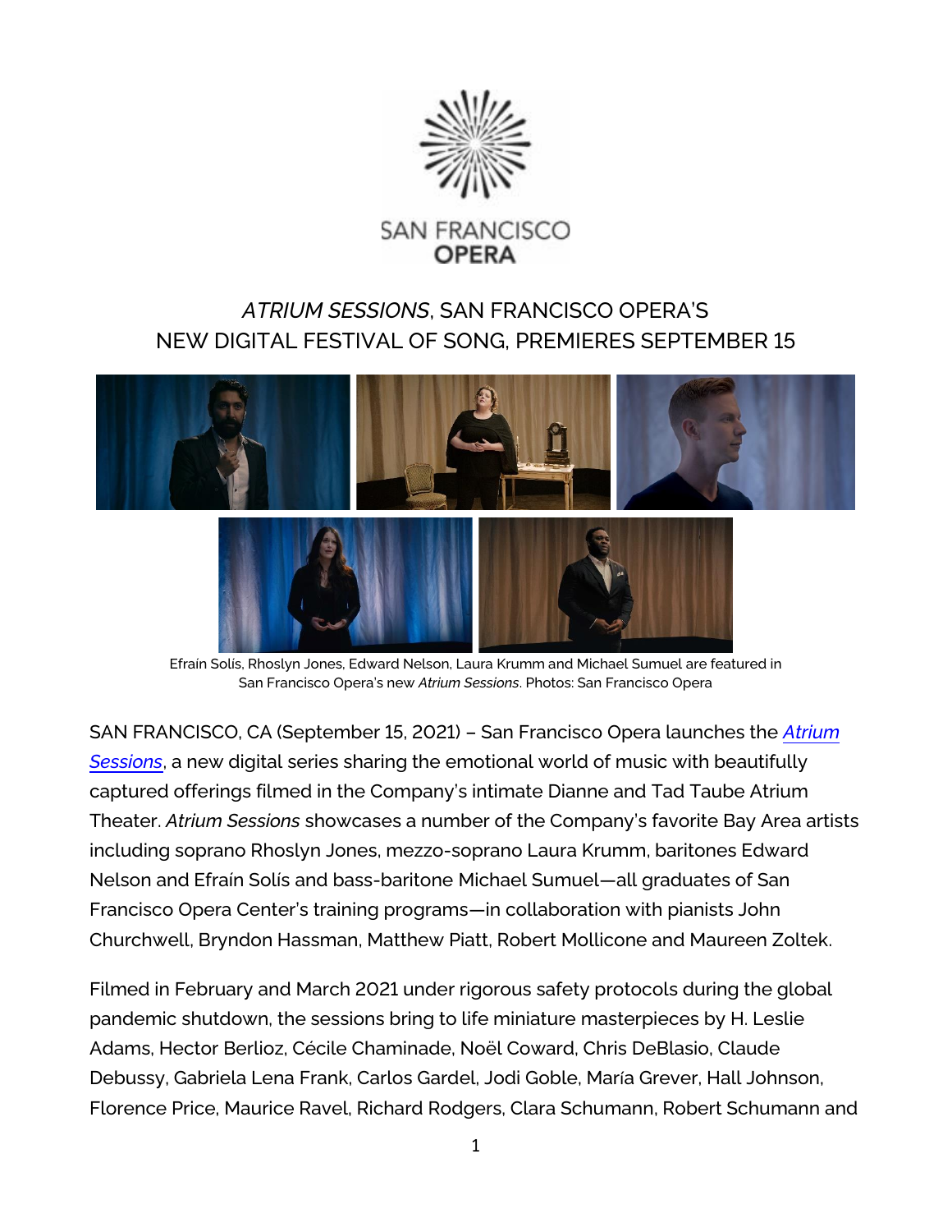SAN FRANCISCO OPERA

# *ATRIUM SESSIONS*, SAN FRANCISCO OPERA'S NEW DIGITAL FESTIVAL OF SONG, PREMIERES SEPTEMBER 15

Efraín Solís, Rhoslyn Jones, Edward Nelson, Laura Krumm and Michael Sumuel are featured in San Francisco Opera's new *Atrium Sessions*. Photos: San Francisco Opera

SAN FRANCISCO, CA (September 15, 2021) – San Francisco Opera launches the *Atrium Sessions*, a new digital series sharing the emotional world of music with beautifully captured offerings filmed in the Company's intimate Dianne and Tad Taube Atrium Theater. *Atrium Sessions* showcases a number of the Company's favorite Bay Area artists including soprano Rhoslyn Jones, mezzo-soprano Laura Krumm, baritones Edward Nelson and Efraín Solís and bass-baritone Michael Sumuel—all graduates of San Francisco Opera Center's training programs—in collaboration with pianists John Churchwell, Bryndon Hassman, Matthew Piatt, Robert Mollicone and Maureen Zoltek.

Filmed in February and March 2021 under rigorous safety protocols during the global pandemic shutdown, the sessions bring to life miniature masterpieces by H. Leslie Adams, Hector Berlioz, Cécile Chaminade, Noël Coward, Chris DeBlasio, Claude Debussy, Gabriela Lena Frank, Carlos Gardel, Jodi Goble, María Grever, Hall Johnson, Florence Price, Maurice Ravel, Richard Rodgers, Clara Schumann, Robert Schumann and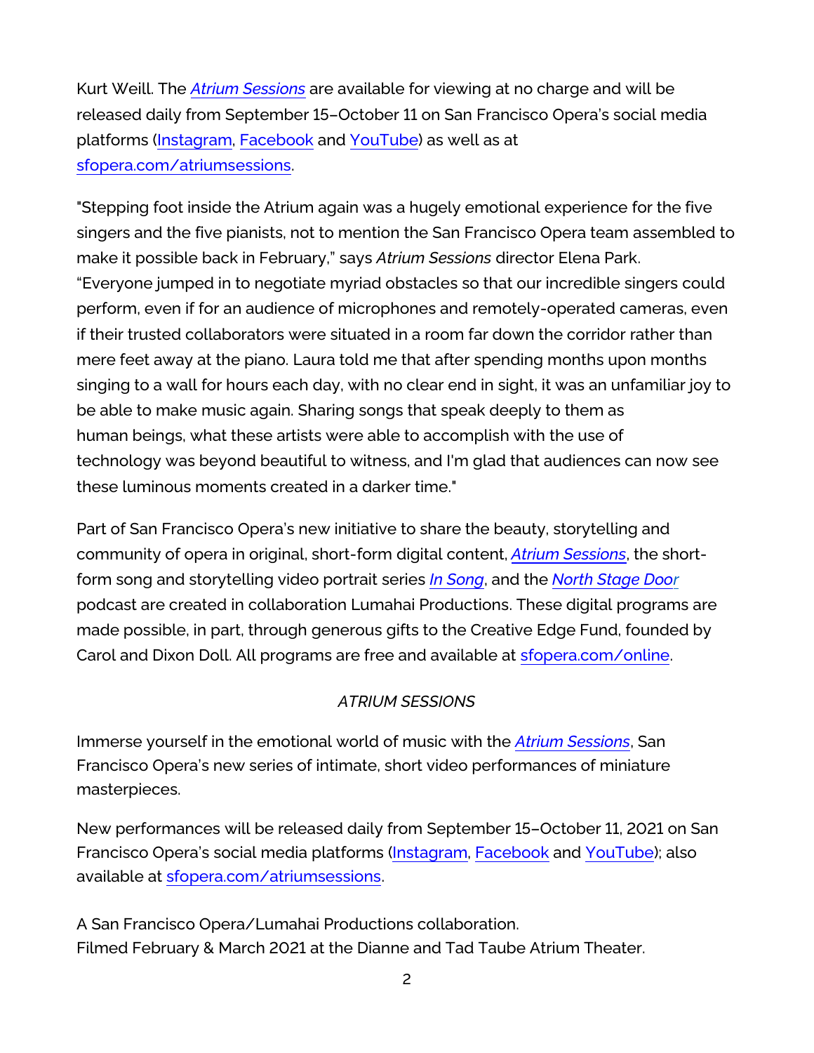Kurt Weill. The *Atrium Sessions* are available for viewing at no charge and will be released daily from September 15–October 11 on San Francisco Opera's social media platforms (Instagram, Facebook and YouTube) as well as at sfopera.com/atriumsessions.

"Stepping foot inside the Atrium again was a hugely emotional experience for the five singers and the five pianists, not to mention the San Francisco Opera team assembled to make it possible back in February," says *Atrium Sessions* director Elena Park. "Everyone jumped in to negotiate myriad obstacles so that our incredible singers could perform, even if for an audience of microphones and remotely-operated cameras, even if their trusted collaborators were situated in a room far down the corridor rather than mere feet away at the piano. Laura told me that after spending months upon months singing to a wall for hours each day, with no clear end in sight, it was an unfamiliar joy to be able to make music again. Sharing songs that speak deeply to them as human beings, what these artists were able to accomplish with the use of technology was beyond beautiful to witness, and I'm glad that audiences can now see these luminous moments created in a darker time."

Part of San Francisco Opera's new initiative to share the beauty, storytelling and community of opera in original, short-form digital content, *Atrium Sessions*, the short-form song and storytelling video portrait series *In Song*, and the *North Stage Door* podcast are created in collaboration Lumahai Productions. These digital programs are made possible, in part, through generous gifts to the Creative Edge Fund, founded by Carol and Dixon Doll. All programs are free and available at sfopera.com/online.

*ATRIUM SESSIONS*

Immerse yourself in the emotional world of music with the *Atrium Sessions*, San Francisco Opera's new series of intimate, short video performances of miniature masterpieces.

New performances will be released daily from September 15–October 11, 2021 on San Francisco Opera's social media platforms (Instagram, Facebook and YouTube); also available at sfopera.com/atriumsessions.

A San Francisco Opera/Lumahai Productions collaboration.
Filmed February & March 2021 at the Dianne and Tad Taube Atrium Theater.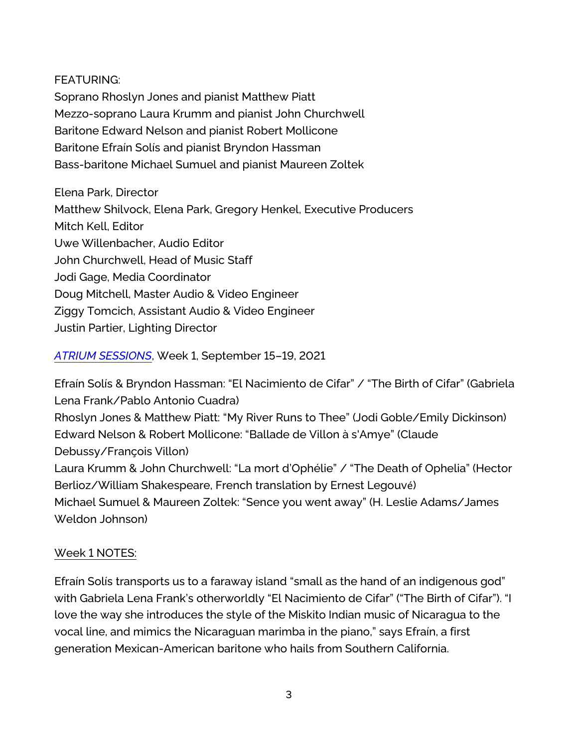FEATURING:
Soprano Rhoslyn Jones and pianist Matthew Piatt
Mezzo-soprano Laura Krumm and pianist John Churchwell
Baritone Edward Nelson and pianist Robert Mollicone
Baritone Efraín Solís and pianist Bryndon Hassman
Bass-baritone Michael Sumuel and pianist Maureen Zoltek

Elena Park, Director
Matthew Shilvock, Elena Park, Gregory Henkel, Executive Producers
Mitch Kell, Editor
Uwe Willenbacher, Audio Editor
John Churchwell, Head of Music Staff
Jodi Gage, Media Coordinator
Doug Mitchell, Master Audio & Video Engineer
Ziggy Tomcich, Assistant Audio & Video Engineer
Justin Partier, Lighting Director

*ATRIUM SESSIONS*, Week 1, September 15–19, 2021

Efraín Solís & Bryndon Hassman: "El Nacimiento de Cifar" / "The Birth of Cifar" (Gabriela Lena Frank/Pablo Antonio Cuadra)
Rhoslyn Jones & Matthew Piatt: "My River Runs to Thee" (Jodi Goble/Emily Dickinson)
Edward Nelson & Robert Mollicone: "Ballade de Villon à s'Amye" (Claude Debussy/François Villon)
Laura Krumm & John Churchwell: "La mort d'Ophélie" / "The Death of Ophelia" (Hector Berlioz/William Shakespeare, French translation by Ernest Legouvé)
Michael Sumuel & Maureen Zoltek: "Sence you went away" (H. Leslie Adams/James Weldon Johnson)

Week 1 NOTES:

Efraín Solís transports us to a faraway island "small as the hand of an indigenous god" with Gabriela Lena Frank's otherworldly "El Nacimiento de Cifar" ("The Birth of Cifar"). "I love the way she introduces the style of the Miskito Indian music of Nicaragua to the vocal line, and mimics the Nicaraguan marimba in the piano," says Efraín, a first generation Mexican-American baritone who hails from Southern California.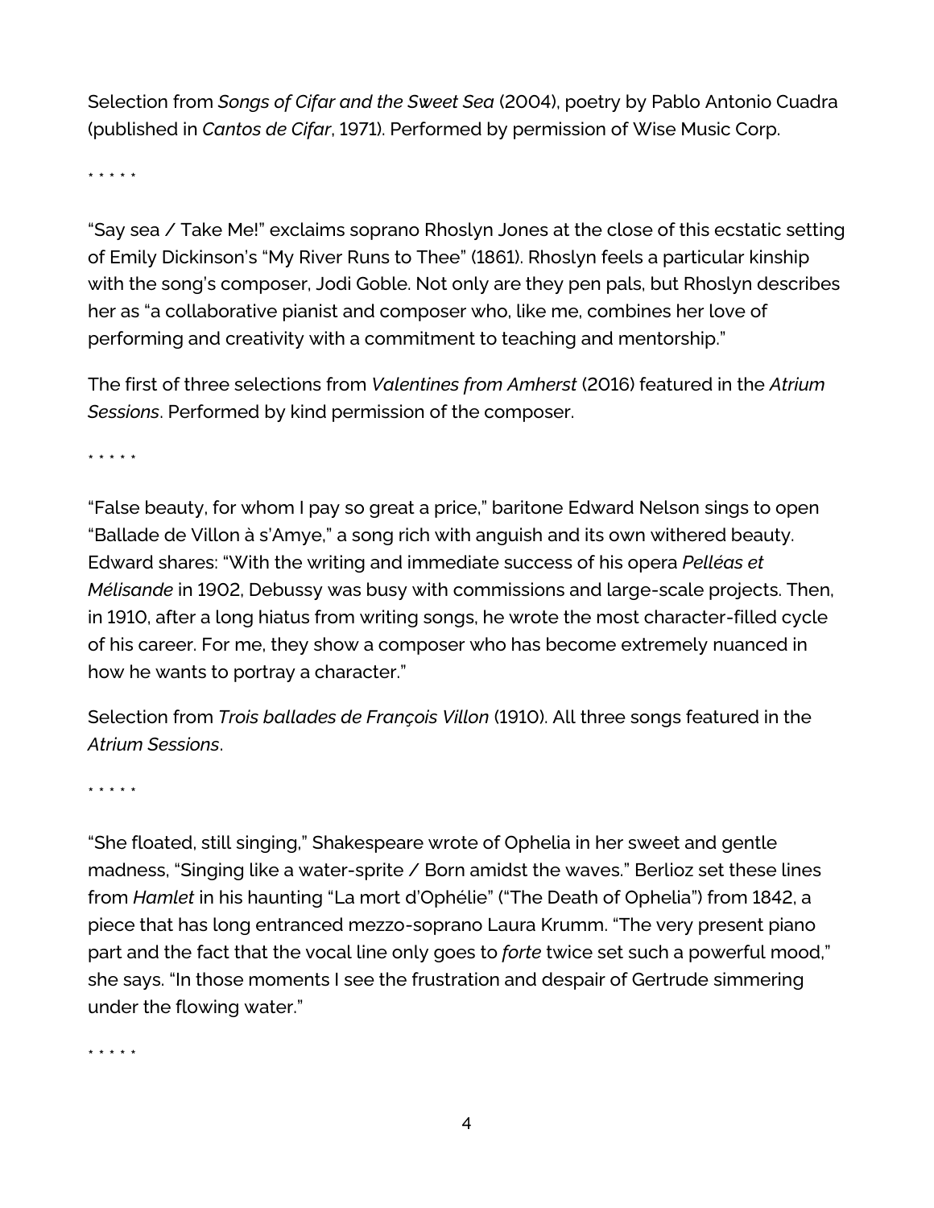Selection from *Songs of Cifar and the Sweet Sea* (2004), poetry by Pablo Antonio Cuadra (published in *Cantos de Cifar*, 1971). Performed by permission of Wise Music Corp.

\* \* \* \* \*

"Say sea / Take Me!" exclaims soprano Rhoslyn Jones at the close of this ecstatic setting of Emily Dickinson's "My River Runs to Thee" (1861). Rhoslyn feels a particular kinship with the song's composer, Jodi Goble. Not only are they pen pals, but Rhoslyn describes her as "a collaborative pianist and composer who, like me, combines her love of performing and creativity with a commitment to teaching and mentorship."

The first of three selections from *Valentines from Amherst* (2016) featured in the *Atrium Sessions*. Performed by kind permission of the composer.

\* \* \* \* \*

"False beauty, for whom I pay so great a price," baritone Edward Nelson sings to open "Ballade de Villon à s'Amye," a song rich with anguish and its own withered beauty. Edward shares: "With the writing and immediate success of his opera *Pelléas et Mélisande* in 1902, Debussy was busy with commissions and large-scale projects. Then, in 1910, after a long hiatus from writing songs, he wrote the most character-filled cycle of his career. For me, they show a composer who has become extremely nuanced in how he wants to portray a character."

Selection from *Trois ballades de François Villon* (1910). All three songs featured in the *Atrium Sessions*.

\* \* \* \* \*

"She floated, still singing," Shakespeare wrote of Ophelia in her sweet and gentle madness, "Singing like a water-sprite / Born amidst the waves." Berlioz set these lines from *Hamlet* in his haunting "La mort d'Ophélie" ("The Death of Ophelia") from 1842, a piece that has long entranced mezzo-soprano Laura Krumm. "The very present piano part and the fact that the vocal line only goes to *forte* twice set such a powerful mood," she says. "In those moments I see the frustration and despair of Gertrude simmering under the flowing water."

\* \* \* \* \*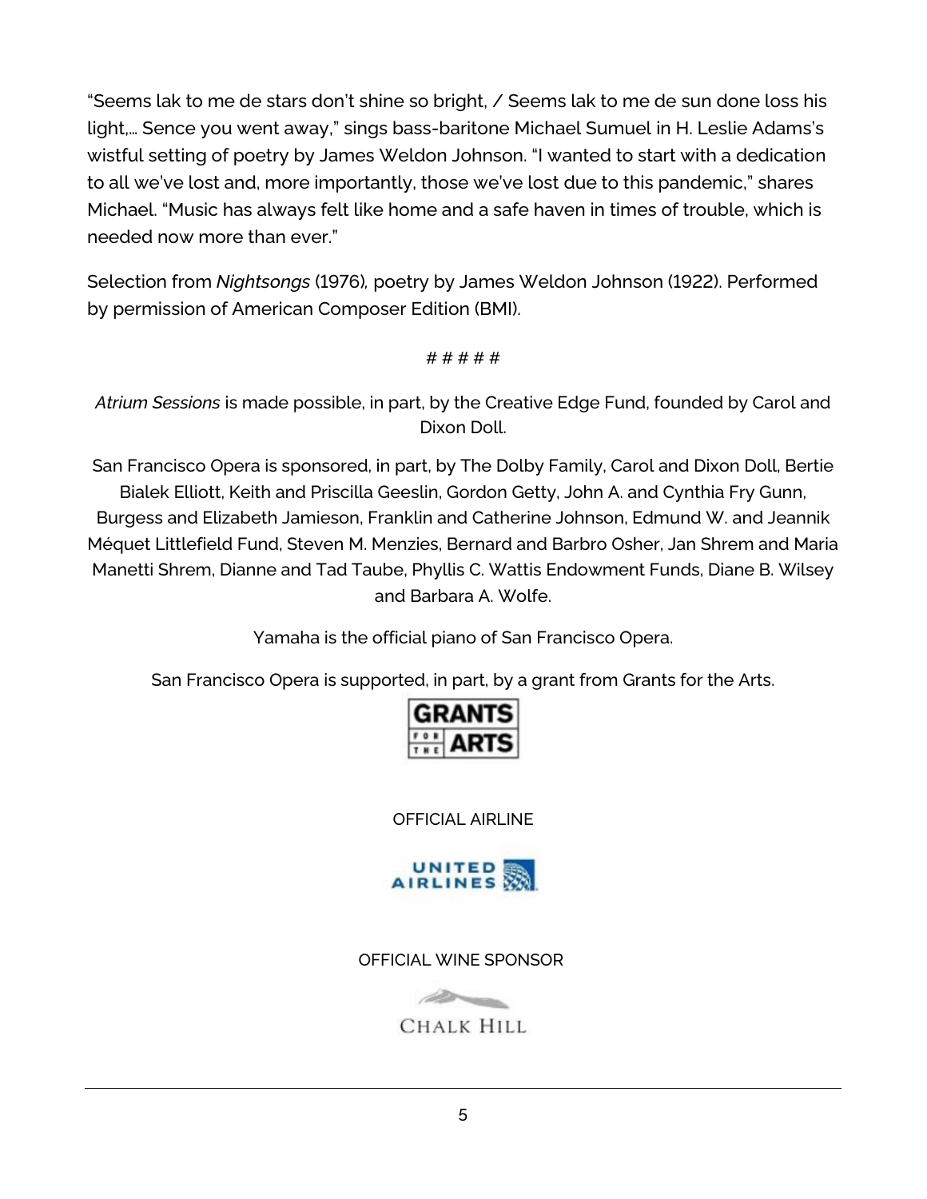"Seems lak to me de stars don't shine so bright, / Seems lak to me de sun done loss his light,... Sence you went away," sings bass-baritone Michael Sumuel in H. Leslie Adams's wistful setting of poetry by James Weldon Johnson. "I wanted to start with a dedication to all we've lost and, more importantly, those we've lost due to this pandemic," shares Michael. "Music has always felt like home and a safe haven in times of trouble, which is needed now more than ever."

Selection from *Nightsongs* (1976), poetry by James Weldon Johnson (1922). Performed by permission of American Composer Edition (BMI).

# # # # #

*Atrium Sessions* is made possible, in part, by the Creative Edge Fund, founded by Carol and Dixon Doll.

San Francisco Opera is sponsored, in part, by The Dolby Family, Carol and Dixon Doll, Bertie Bialek Elliott, Keith and Priscilla Geeslin, Gordon Getty, John A. and Cynthia Fry Gunn, Burgess and Elizabeth Jamieson, Franklin and Catherine Johnson, Edmund W. and Jeannik Méquet Littlefield Fund, Steven M. Menzies, Bernard and Barbro Osher, Jan Shrem and Maria Manetti Shrem, Dianne and Tad Taube, Phyllis C. Wattis Endowment Funds, Diane B. Wilsey and Barbara A. Wolfe.

Yamaha is the official piano of San Francisco Opera.

San Francisco Opera is supported, in part, by a grant from Grants for the Arts.

GRANTS FOR THE ARTS

OFFICIAL AIRLINE

UNITED AIRLINES

OFFICIAL WINE SPONSOR

CHALK HILL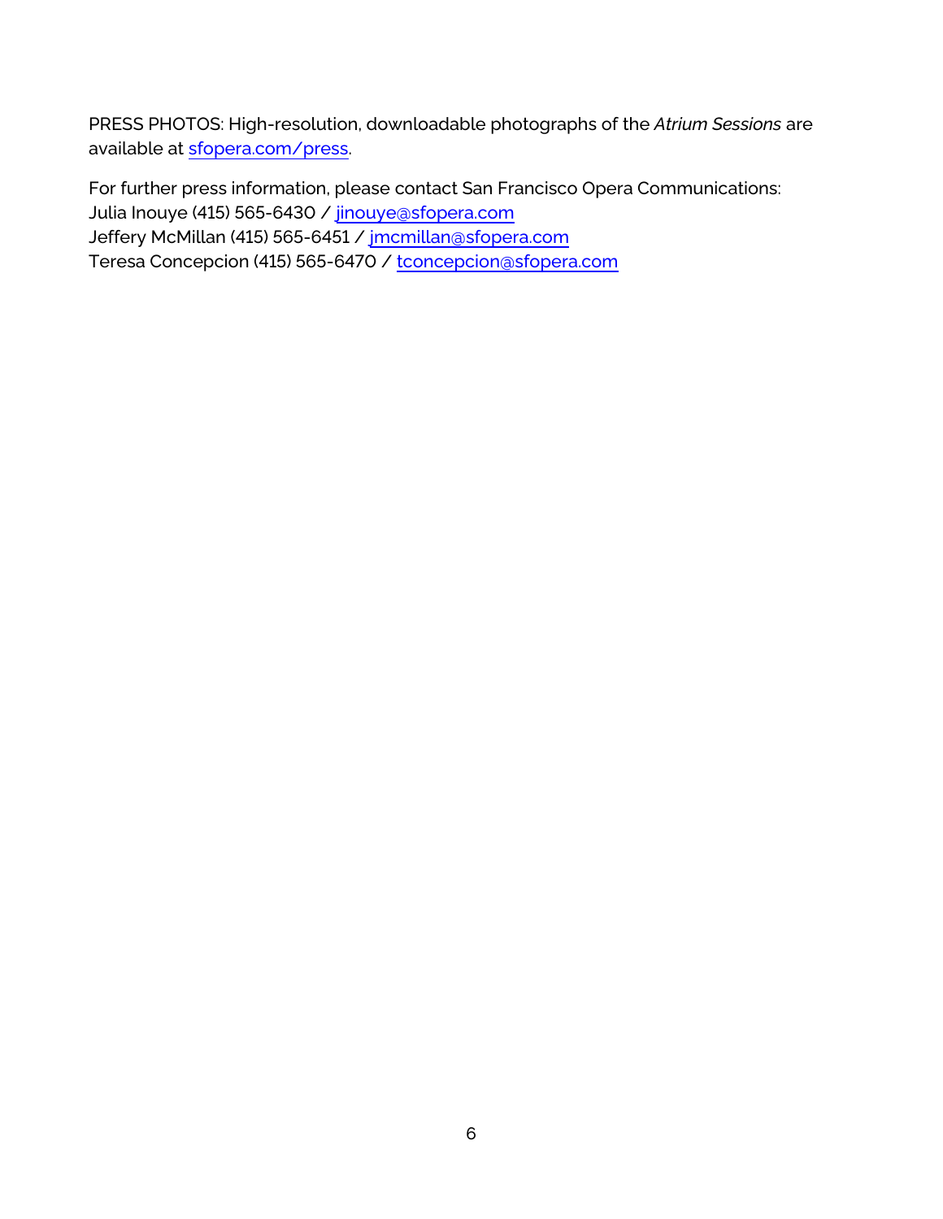PRESS PHOTOS: High-resolution, downloadable photographs of the *Atrium Sessions* are available at [sfopera.com/press](sfopera.com/press).

For further press information, please contact San Francisco Opera Communications:
Julia Inouye (415) 565-6430 / jinouye@sfopera.com
Jeffery McMillan (415) 565-6451 / jmcmillan@sfopera.com
Teresa Concepcion (415) 565-6470 / tconcepcion@sfopera.com